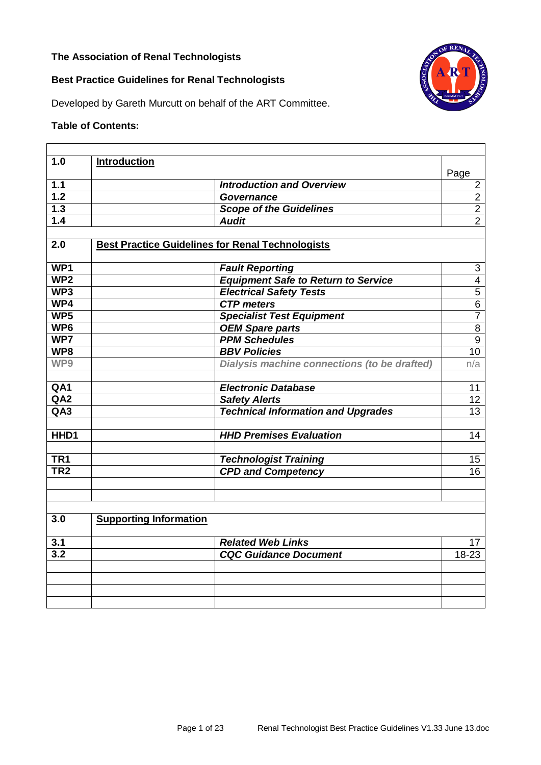**The Association of Renal Technologists**

**Best Practice Guidelines for Renal Technologists**

Developed by Gareth Murcutt on behalf of the ART Committee.

**Table of Contents:**

| | | | |
|---|---|---|---|
| **1.0** | **Introduction** | | Page |
| **1.1** | | ***Introduction and Overview*** | 2 |
| **1.2** | | ***Governance*** | 2 |
| **1.3** | | ***Scope of the Guidelines*** | 2 |
| **1.4** | | ***Audit*** | 2 |
| | | | |
| **2.0** | **Best Practice Guidelines for Renal Technologists** | | |
| **WP1** | | ***Fault Reporting*** | 3 |
| **WP2** | | ***Equipment Safe to Return to Service*** | 4 |
| **WP3** | | ***Electrical Safety Tests*** | 5 |
| **WP4** | | ***CTP meters*** | 6 |
| **WP5** | | ***Specialist Test Equipment*** | 7 |
| **WP6** | | ***OEM Spare parts*** | 8 |
| **WP7** | | ***PPM Schedules*** | 9 |
| **WP8** | | ***BBV Policies*** | 10 |
| **WP9** | | ***Dialysis machine connections (to be drafted)*** | n/a |
| | | | |
| **QA1** | | ***Electronic Database*** | 11 |
| **QA2** | | ***Safety Alerts*** | 12 |
| **QA3** | | ***Technical Information and Upgrades*** | 13 |
| | | | |
| **HHD1** | | ***HHD Premises Evaluation*** | 14 |
| | | | |
| **TR1** | | ***Technologist Training*** | 15 |
| **TR2** | | ***CPD and Competency*** | 16 |
| | | | |
| | | | |
| | | | |
| **3.0** | **Supporting Information** | | |
| **3.1** | | ***Related Web Links*** | 17 |
| **3.2** | | ***CQC Guidance Document*** | 18-23 |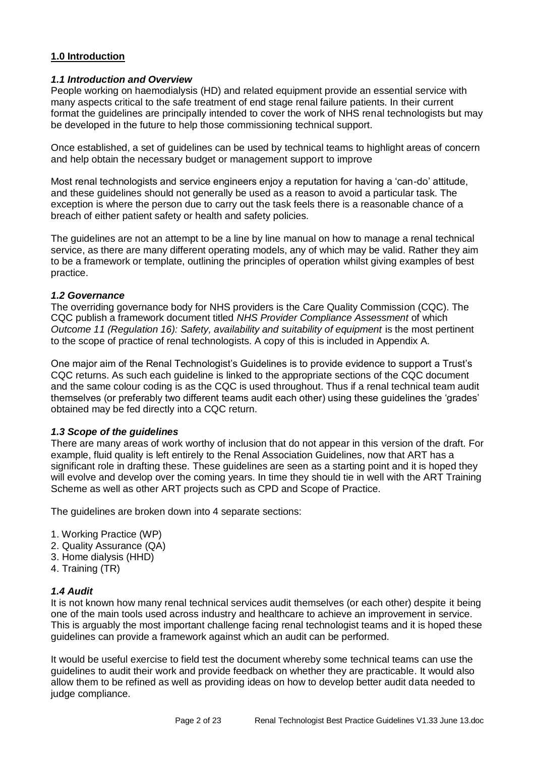## **1.0 Introduction**

### *1.1 Introduction and Overview*

People working on haemodialysis (HD) and related equipment provide an essential service with many aspects critical to the safe treatment of end stage renal failure patients. In their current format the guidelines are principally intended to cover the work of NHS renal technologists but may be developed in the future to help those commissioning technical support.

Once established, a set of guidelines can be used by technical teams to highlight areas of concern and help obtain the necessary budget or management support to improve

Most renal technologists and service engineers enjoy a reputation for having a 'can-do' attitude, and these guidelines should not generally be used as a reason to avoid a particular task. The exception is where the person due to carry out the task feels there is a reasonable chance of a breach of either patient safety or health and safety policies.

The guidelines are not an attempt to be a line by line manual on how to manage a renal technical service, as there are many different operating models, any of which may be valid. Rather they aim to be a framework or template, outlining the principles of operation whilst giving examples of best practice.

### *1.2 Governance*

The overriding governance body for NHS providers is the Care Quality Commission (CQC). The CQC publish a framework document titled *NHS Provider Compliance Assessment* of which *Outcome 11 (Regulation 16): Safety, availability and suitability of equipment* is the most pertinent to the scope of practice of renal technologists. A copy of this is included in Appendix A.

One major aim of the Renal Technologist's Guidelines is to provide evidence to support a Trust's CQC returns. As such each guideline is linked to the appropriate sections of the CQC document and the same colour coding is as the CQC is used throughout. Thus if a renal technical team audit themselves (or preferably two different teams audit each other) using these guidelines the 'grades' obtained may be fed directly into a CQC return.

### *1.3 Scope of the guidelines*

There are many areas of work worthy of inclusion that do not appear in this version of the draft. For example, fluid quality is left entirely to the Renal Association Guidelines, now that ART has a significant role in drafting these. These guidelines are seen as a starting point and it is hoped they will evolve and develop over the coming years. In time they should tie in well with the ART Training Scheme as well as other ART projects such as CPD and Scope of Practice.

The guidelines are broken down into 4 separate sections:

1. Working Practice (WP)
2. Quality Assurance (QA)
3. Home dialysis (HHD)
4. Training (TR)

### *1.4 Audit*

It is not known how many renal technical services audit themselves (or each other) despite it being one of the main tools used across industry and healthcare to achieve an improvement in service. This is arguably the most important challenge facing renal technologist teams and it is hoped these guidelines can provide a framework against which an audit can be performed.

It would be useful exercise to field test the document whereby some technical teams can use the guidelines to audit their work and provide feedback on whether they are practicable. It would also allow them to be refined as well as providing ideas on how to develop better audit data needed to judge compliance.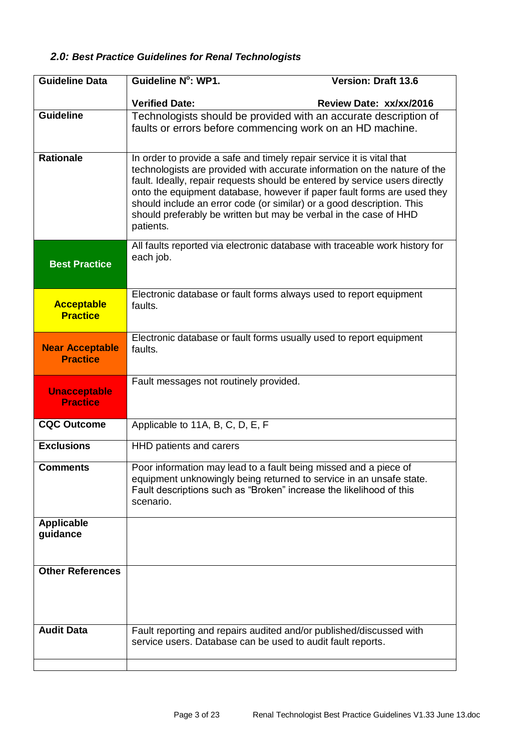### *2.0: Best Practice Guidelines for Renal Technologists*

| **Guideline Data** | **Guideline N°: WP1.** **Version: Draft 13.6**<br><br>**Verified Date:** **Review Date: xx/xx/2016** |
|---|---|
| **Guideline** | Technologists should be provided with an accurate description of faults or errors before commencing work on an HD machine. |
| **Rationale** | In order to provide a safe and timely repair service it is vital that technologists are provided with accurate information on the nature of the fault. Ideally, repair requests should be entered by service users directly onto the equipment database, however if paper fault forms are used they should include an error code (or similar) or a good description. This should preferably be written but may be verbal in the case of HHD patients. |
| **Best Practice** | All faults reported via electronic database with traceable work history for each job. |
| **Acceptable Practice** | Electronic database or fault forms always used to report equipment faults. |
| **Near Acceptable Practice** | Electronic database or fault forms usually used to report equipment faults. |
| **Unacceptable Practice** | Fault messages not routinely provided. |
| **CQC Outcome** | Applicable to 11A, B, C, D, E, F |
| **Exclusions** | HHD patients and carers |
| **Comments** | Poor information may lead to a fault being missed and a piece of equipment unknowingly being returned to service in an unsafe state. Fault descriptions such as "Broken" increase the likelihood of this scenario. |
| **Applicable guidance** | |
| **Other References** | |
| **Audit Data** | Fault reporting and repairs audited and/or published/discussed with service users. Database can be used to audit fault reports. |
| | |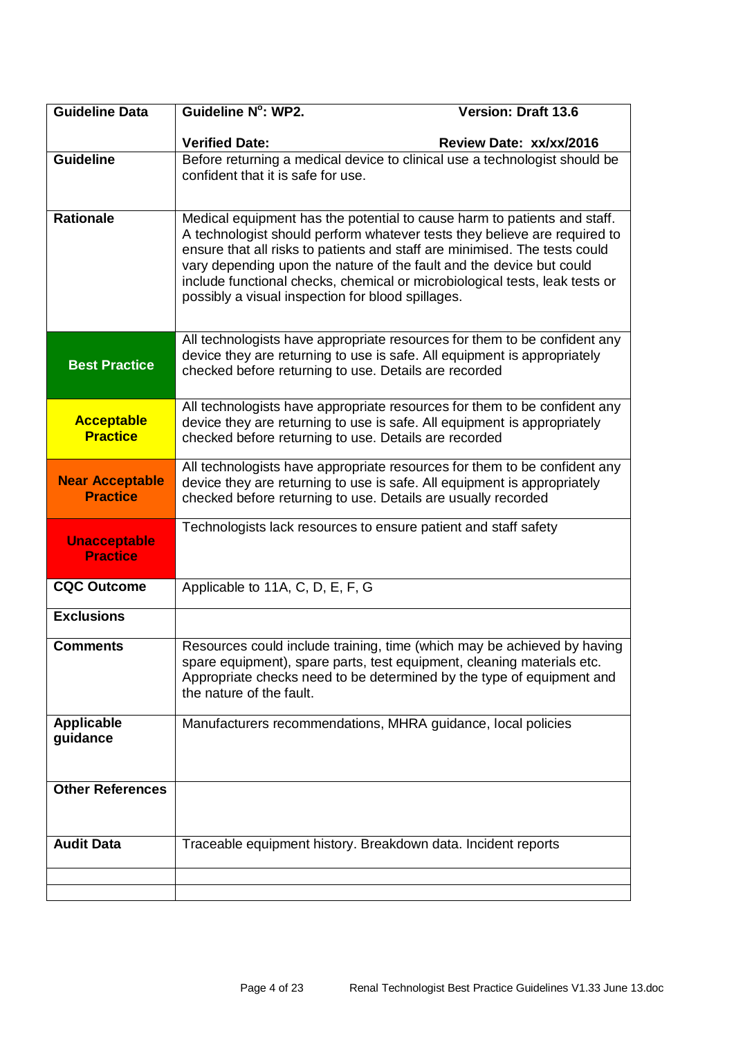| Guideline Data | Guideline N°: WP2. Version: Draft 13.6<br><br>Verified Date: Review Date: xx/xx/2016 |
|---|---|
| **Guideline** | Before returning a medical device to clinical use a technologist should be confident that it is safe for use. |
| **Rationale** | Medical equipment has the potential to cause harm to patients and staff. A technologist should perform whatever tests they believe are required to ensure that all risks to patients and staff are minimised. The tests could vary depending upon the nature of the fault and the device but could include functional checks, chemical or microbiological tests, leak tests or possibly a visual inspection for blood spillages. |
| **Best Practice** | All technologists have appropriate resources for them to be confident any device they are returning to use is safe. All equipment is appropriately checked before returning to use. Details are recorded |
| **Acceptable Practice** | All technologists have appropriate resources for them to be confident any device they are returning to use is safe. All equipment is appropriately checked before returning to use. Details are recorded |
| **Near Acceptable Practice** | All technologists have appropriate resources for them to be confident any device they are returning to use is safe. All equipment is appropriately checked before returning to use. Details are usually recorded |
| **Unacceptable Practice** | Technologists lack resources to ensure patient and staff safety |
| **CQC Outcome** | Applicable to 11A, C, D, E, F, G |
| **Exclusions** | |
| **Comments** | Resources could include training, time (which may be achieved by having spare equipment), spare parts, test equipment, cleaning materials etc. Appropriate checks need to be determined by the type of equipment and the nature of the fault. |
| **Applicable guidance** | Manufacturers recommendations, MHRA guidance, local policies |
| **Other References** | |
| **Audit Data** | Traceable equipment history. Breakdown data. Incident reports |
| | |
| | |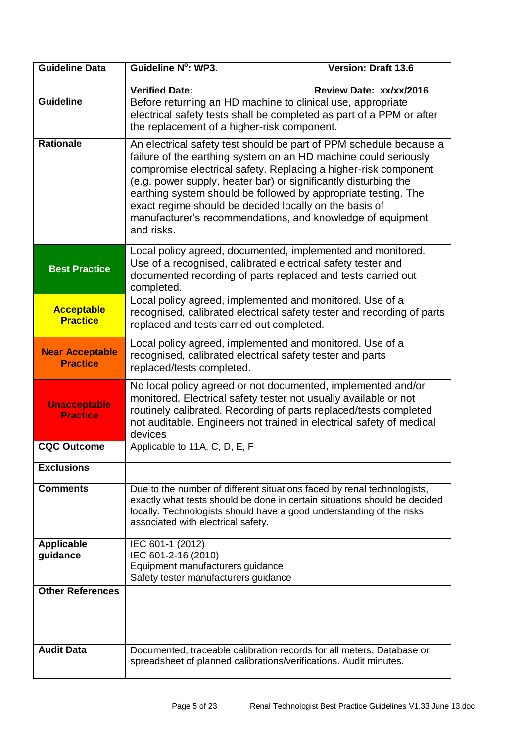| Guideline Data | Guideline N[o]: WP3. Version: Draft 13.6<br><br>Verified Date: Review Date: xx/xx/2016 |
|---|---|
| Guideline | Before returning an HD machine to clinical use, appropriate electrical safety tests shall be completed as part of a PPM or after the replacement of a higher-risk component. |
| Rationale | An electrical safety test should be part of PPM schedule because a failure of the earthing system on an HD machine could seriously compromise electrical safety. Replacing a higher-risk component (e.g. power supply, heater bar) or significantly disturbing the earthing system should be followed by appropriate testing. The exact regime should be decided locally on the basis of manufacturer's recommendations, and knowledge of equipment and risks. |
| **Best Practice** | Local policy agreed, documented, implemented and monitored. Use of a recognised, calibrated electrical safety tester and documented recording of parts replaced and tests carried out completed. |
| **Acceptable Practice** | Local policy agreed, implemented and monitored. Use of a recognised, calibrated electrical safety tester and recording of parts replaced and tests carried out completed. |
| **Near Acceptable Practice** | Local policy agreed, implemented and monitored. Use of a recognised, calibrated electrical safety tester and parts replaced/tests completed. |
| **Unacceptable Practice** | No local policy agreed or not documented, implemented and/or monitored. Electrical safety tester not usually available or not routinely calibrated. Recording of parts replaced/tests completed not auditable. Engineers not trained in electrical safety of medical devices |
| CQC Outcome | Applicable to 11A, C, D, E, F |
| Exclusions | |
| Comments | Due to the number of different situations faced by renal technologists, exactly what tests should be done in certain situations should be decided locally. Technologists should have a good understanding of the risks associated with electrical safety. |
| Applicable guidance | IEC 601-1 (2012)<br>IEC 601-2-16 (2010)<br>Equipment manufacturers guidance<br>Safety tester manufacturers guidance |
| Other References | |
| Audit Data | Documented, traceable calibration records for all meters. Database or spreadsheet of planned calibrations/verifications. Audit minutes. |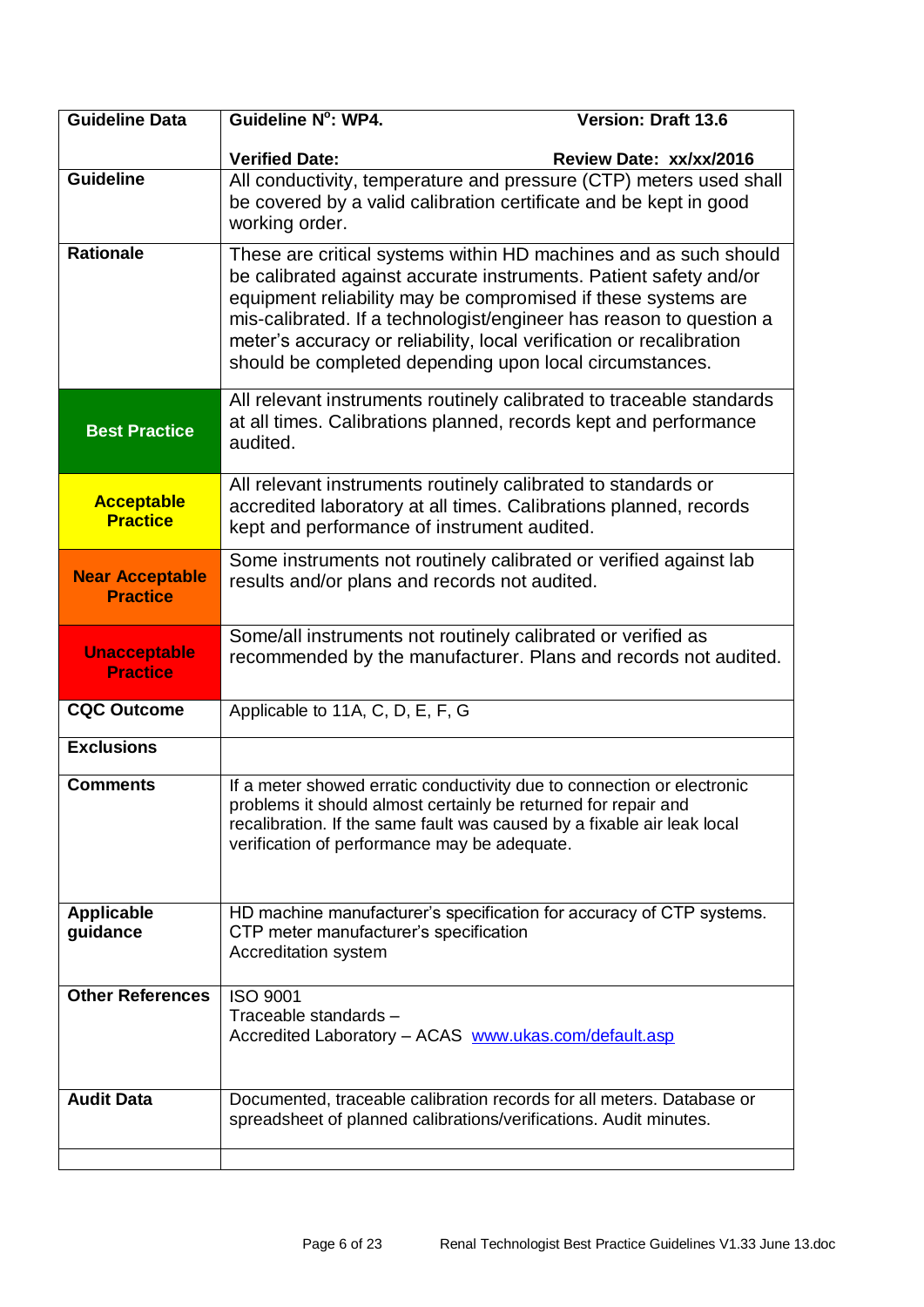| Guideline Data | Guideline N$^{o}$: WP4. Version: Draft 13.6<br><br>Verified Date: Review Date: xx/xx/2016 |
|---|---|
| **Guideline** | All conductivity, temperature and pressure (CTP) meters used shall be covered by a valid calibration certificate and be kept in good working order. |
| **Rationale** | These are critical systems within HD machines and as such should be calibrated against accurate instruments. Patient safety and/or equipment reliability may be compromised if these systems are mis-calibrated. If a technologist/engineer has reason to question a meter's accuracy or reliability, local verification or recalibration should be completed depending upon local circumstances. |
| **Best Practice** | All relevant instruments routinely calibrated to traceable standards at all times. Calibrations planned, records kept and performance audited. |
| **Acceptable Practice** | All relevant instruments routinely calibrated to standards or accredited laboratory at all times. Calibrations planned, records kept and performance of instrument audited. |
| **Near Acceptable Practice** | Some instruments not routinely calibrated or verified against lab results and/or plans and records not audited. |
| **Unacceptable Practice** | Some/all instruments not routinely calibrated or verified as recommended by the manufacturer. Plans and records not audited. |
| **CQC Outcome** | Applicable to 11A, C, D, E, F, G |
| **Exclusions** | |
| **Comments** | If a meter showed erratic conductivity due to connection or electronic problems it should almost certainly be returned for repair and recalibration. If the same fault was caused by a fixable air leak local verification of performance may be adequate. |
| **Applicable guidance** | HD machine manufacturer's specification for accuracy of CTP systems.<br>CTP meter manufacturer's specification<br>Accreditation system |
| **Other References** | ISO 9001<br>Traceable standards –<br>Accredited Laboratory – ACAS [www.ukas.com/default.asp](www.ukas.com/default.asp) |
| **Audit Data** | Documented, traceable calibration records for all meters. Database or spreadsheet of planned calibrations/verifications. Audit minutes. |
| | |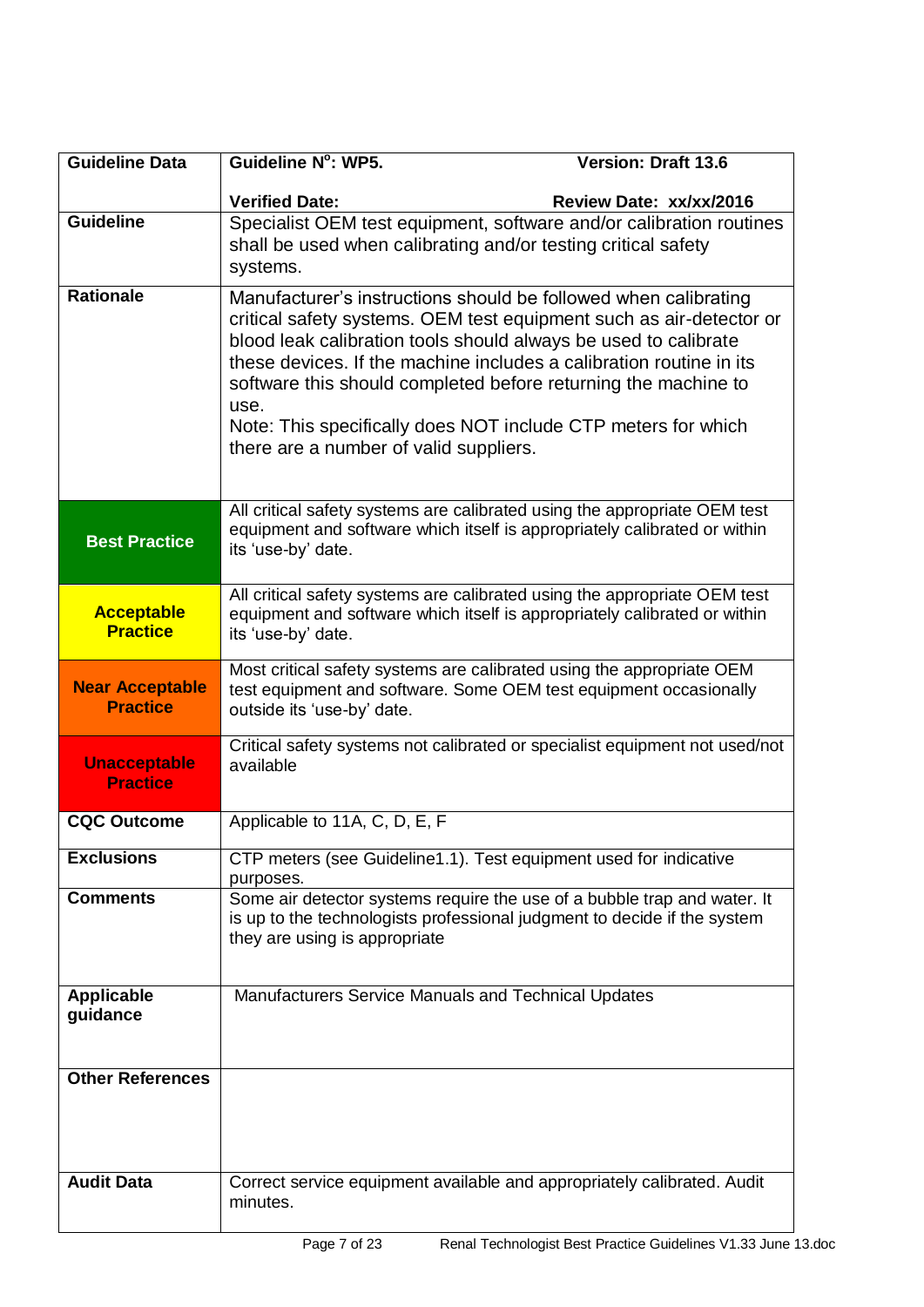| Guideline Data | Guideline N$^{o}$: WP5. Version: Draft 13.6<br><br>Verified Date: Review Date: xx/xx/2016 |
|---|---|
| Guideline | Specialist OEM test equipment, software and/or calibration routines shall be used when calibrating and/or testing critical safety systems. |
| Rationale | Manufacturer's instructions should be followed when calibrating critical safety systems. OEM test equipment such as air-detector or blood leak calibration tools should always be used to calibrate these devices. If the machine includes a calibration routine in its software this should completed before returning the machine to use.<br>Note: This specifically does NOT include CTP meters for which there are a number of valid suppliers. |
| **Best Practice** | All critical safety systems are calibrated using the appropriate OEM test equipment and software which itself is appropriately calibrated or within its 'use-by' date. |
| **Acceptable Practice** | All critical safety systems are calibrated using the appropriate OEM test equipment and software which itself is appropriately calibrated or within its 'use-by' date. |
| **Near Acceptable Practice** | Most critical safety systems are calibrated using the appropriate OEM test equipment and software. Some OEM test equipment occasionally outside its 'use-by' date. |
| **Unacceptable Practice** | Critical safety systems not calibrated or specialist equipment not used/not available |
| CQC Outcome | Applicable to 11A, C, D, E, F |
| Exclusions | CTP meters (see Guideline1.1). Test equipment used for indicative purposes. |
| Comments | Some air detector systems require the use of a bubble trap and water. It is up to the technologists professional judgment to decide if the system they are using is appropriate |
| Applicable guidance | Manufacturers Service Manuals and Technical Updates |
| Other References | |
| Audit Data | Correct service equipment available and appropriately calibrated. Audit minutes. |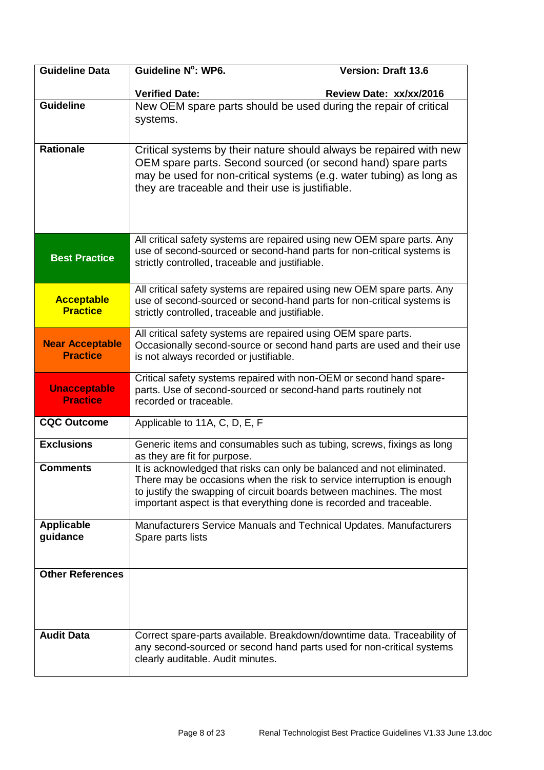| Guideline Data | Guideline N[o]: WP6. Version: Draft 13.6<br><br>Verified Date: Review Date: xx/xx/2016 |
|---|---|
| **Guideline** | New OEM spare parts should be used during the repair of critical systems. |
| **Rationale** | Critical systems by their nature should always be repaired with new OEM spare parts. Second sourced (or second hand) spare parts may be used for non-critical systems (e.g. water tubing) as long as they are traceable and their use is justifiable. |
| **Best Practice** | All critical safety systems are repaired using new OEM spare parts. Any use of second-sourced or second-hand parts for non-critical systems is strictly controlled, traceable and justifiable. |
| **Acceptable Practice** | All critical safety systems are repaired using new OEM spare parts. Any use of second-sourced or second-hand parts for non-critical systems is strictly controlled, traceable and justifiable. |
| **Near Acceptable Practice** | All critical safety systems are repaired using OEM spare parts. Occasionally second-source or second hand parts are used and their use is not always recorded or justifiable. |
| **Unacceptable Practice** | Critical safety systems repaired with non-OEM or second hand spare-parts. Use of second-sourced or second-hand parts routinely not recorded or traceable. |
| **CQC Outcome** | Applicable to 11A, C, D, E, F |
| **Exclusions** | Generic items and consumables such as tubing, screws, fixings as long as they are fit for purpose. |
| **Comments** | It is acknowledged that risks can only be balanced and not eliminated. There may be occasions when the risk to service interruption is enough to justify the swapping of circuit boards between machines. The most important aspect is that everything done is recorded and traceable. |
| **Applicable guidance** | Manufacturers Service Manuals and Technical Updates. Manufacturers Spare parts lists |
| **Other References** | |
| **Audit Data** | Correct spare-parts available. Breakdown/downtime data. Traceability of any second-sourced or second hand parts used for non-critical systems clearly auditable. Audit minutes. |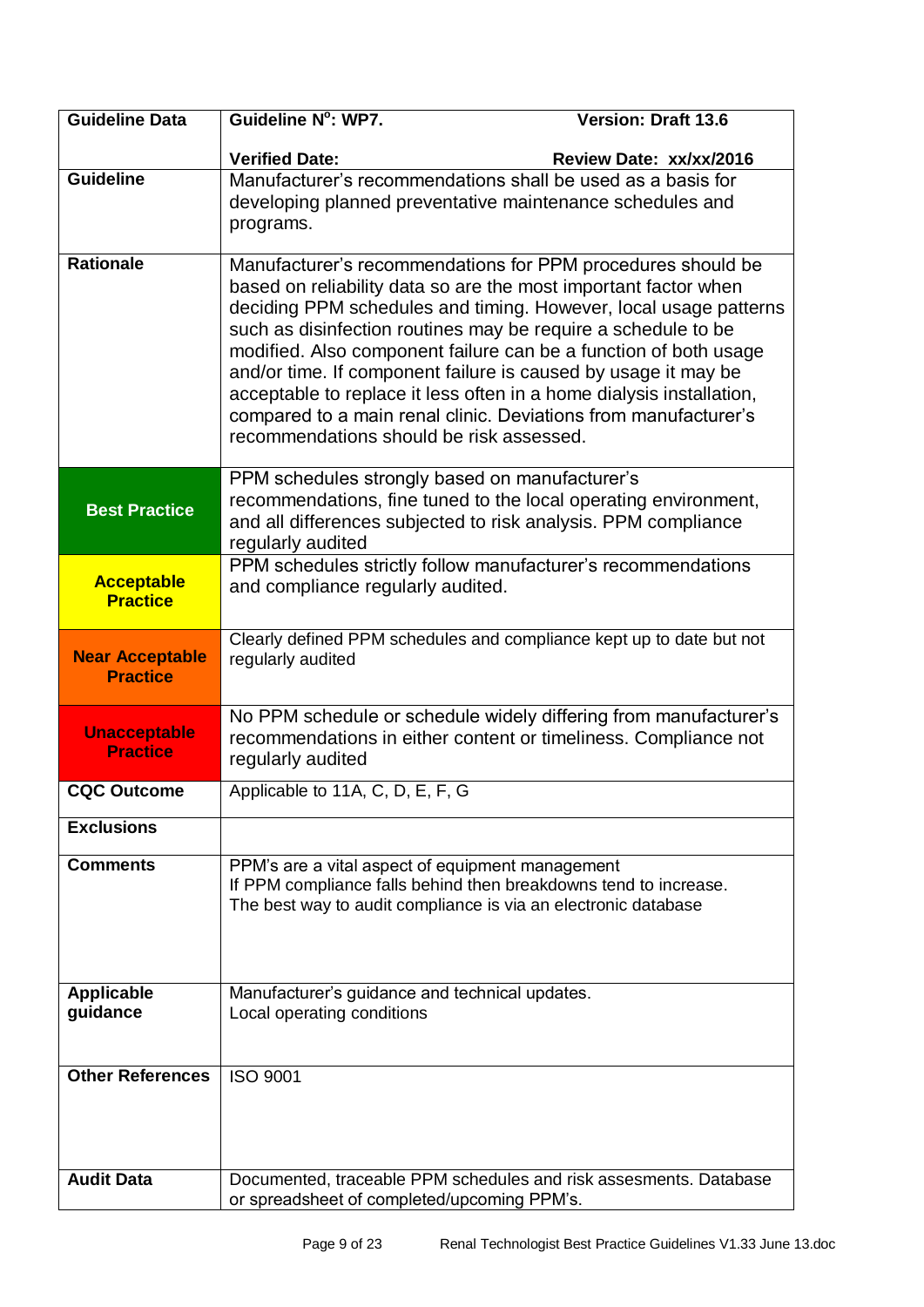| Guideline Data | Guideline N$^{o}$: WP7. Version: Draft 13.6<br><br>Verified Date: Review Date: xx/xx/2016 |
|---|---|
| **Guideline** | Manufacturer's recommendations shall be used as a basis for developing planned preventative maintenance schedules and programs. |
| **Rationale** | Manufacturer's recommendations for PPM procedures should be based on reliability data so are the most important factor when deciding PPM schedules and timing. However, local usage patterns such as disinfection routines may be require a schedule to be modified. Also component failure can be a function of both usage and/or time. If component failure is caused by usage it may be acceptable to replace it less often in a home dialysis installation, compared to a main renal clinic. Deviations from manufacturer's recommendations should be risk assessed. |
| **Best Practice** | PPM schedules strongly based on manufacturer's recommendations, fine tuned to the local operating environment, and all differences subjected to risk analysis. PPM compliance regularly audited |
| **Acceptable Practice** | PPM schedules strictly follow manufacturer's recommendations and compliance regularly audited. |
| **Near Acceptable Practice** | Clearly defined PPM schedules and compliance kept up to date but not regularly audited |
| **Unacceptable Practice** | No PPM schedule or schedule widely differing from manufacturer's recommendations in either content or timeliness. Compliance not regularly audited |
| **CQC Outcome** | Applicable to 11A, C, D, E, F, G |
| **Exclusions** | |
| **Comments** | PPM's are a vital aspect of equipment management<br>If PPM compliance falls behind then breakdowns tend to increase.<br>The best way to audit compliance is via an electronic database |
| **Applicable guidance** | Manufacturer's guidance and technical updates.<br>Local operating conditions |
| **Other References** | ISO 9001 |
| **Audit Data** | Documented, traceable PPM schedules and risk assesments. Database or spreadsheet of completed/upcoming PPM's. |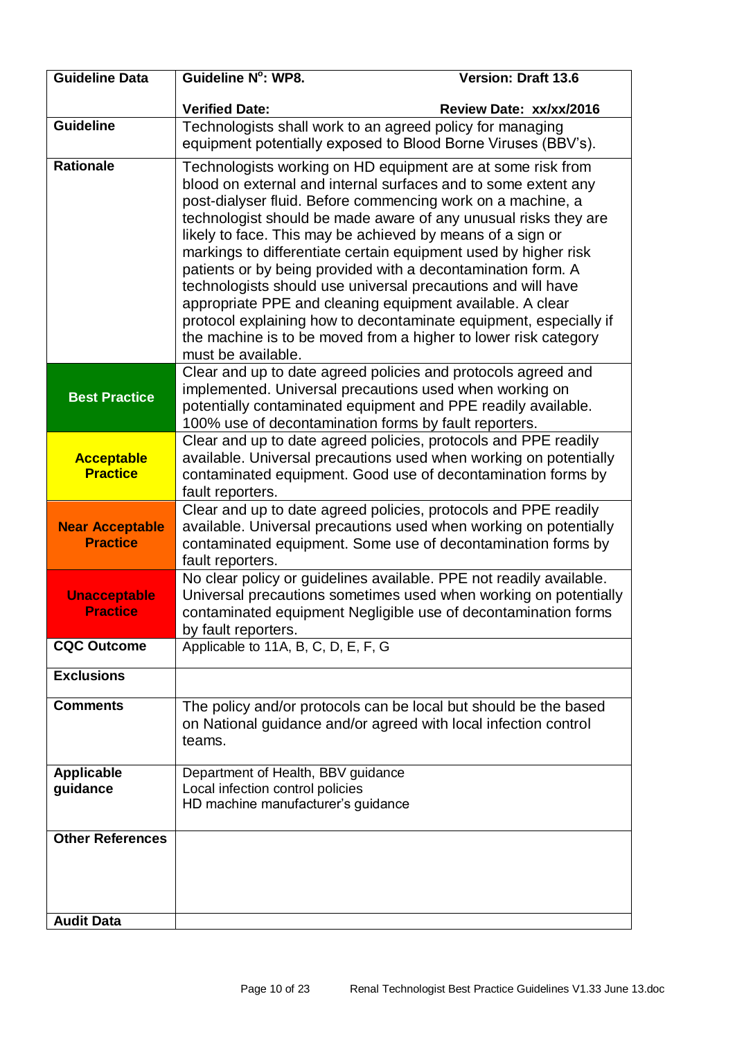| Guideline Data | Guideline N^o^: WP8. Version: Draft 13.6<br>Verified Date: Review Date: xx/xx/2016 |
|---|---|
| **Guideline** | Technologists shall work to an agreed policy for managing equipment potentially exposed to Blood Borne Viruses (BBV's). |
| **Rationale** | Technologists working on HD equipment are at some risk from blood on external and internal surfaces and to some extent any post-dialyser fluid. Before commencing work on a machine, a technologist should be made aware of any unusual risks they are likely to face. This may be achieved by means of a sign or markings to differentiate certain equipment used by higher risk patients or by being provided with a decontamination form. A technologists should use universal precautions and will have appropriate PPE and cleaning equipment available. A clear protocol explaining how to decontaminate equipment, especially if the machine is to be moved from a higher to lower risk category must be available. |
| **Best Practice** | Clear and up to date agreed policies and protocols agreed and implemented. Universal precautions used when working on potentially contaminated equipment and PPE readily available. 100% use of decontamination forms by fault reporters. |
| **Acceptable Practice** | Clear and up to date agreed policies, protocols and PPE readily available. Universal precautions used when working on potentially contaminated equipment. Good use of decontamination forms by fault reporters. |
| **Near Acceptable Practice** | Clear and up to date agreed policies, protocols and PPE readily available. Universal precautions used when working on potentially contaminated equipment. Some use of decontamination forms by fault reporters. |
| **Unacceptable Practice** | No clear policy or guidelines available. PPE not readily available. Universal precautions sometimes used when working on potentially contaminated equipment Negligible use of decontamination forms by fault reporters. |
| **CQC Outcome** | Applicable to 11A, B, C, D, E, F, G |
| **Exclusions** | |
| **Comments** | The policy and/or protocols can be local but should be the based on National guidance and/or agreed with local infection control teams. |
| **Applicable guidance** | Department of Health, BBV guidance<br>Local infection control policies<br>HD machine manufacturer's guidance |
| **Other References** | |
| **Audit Data** | |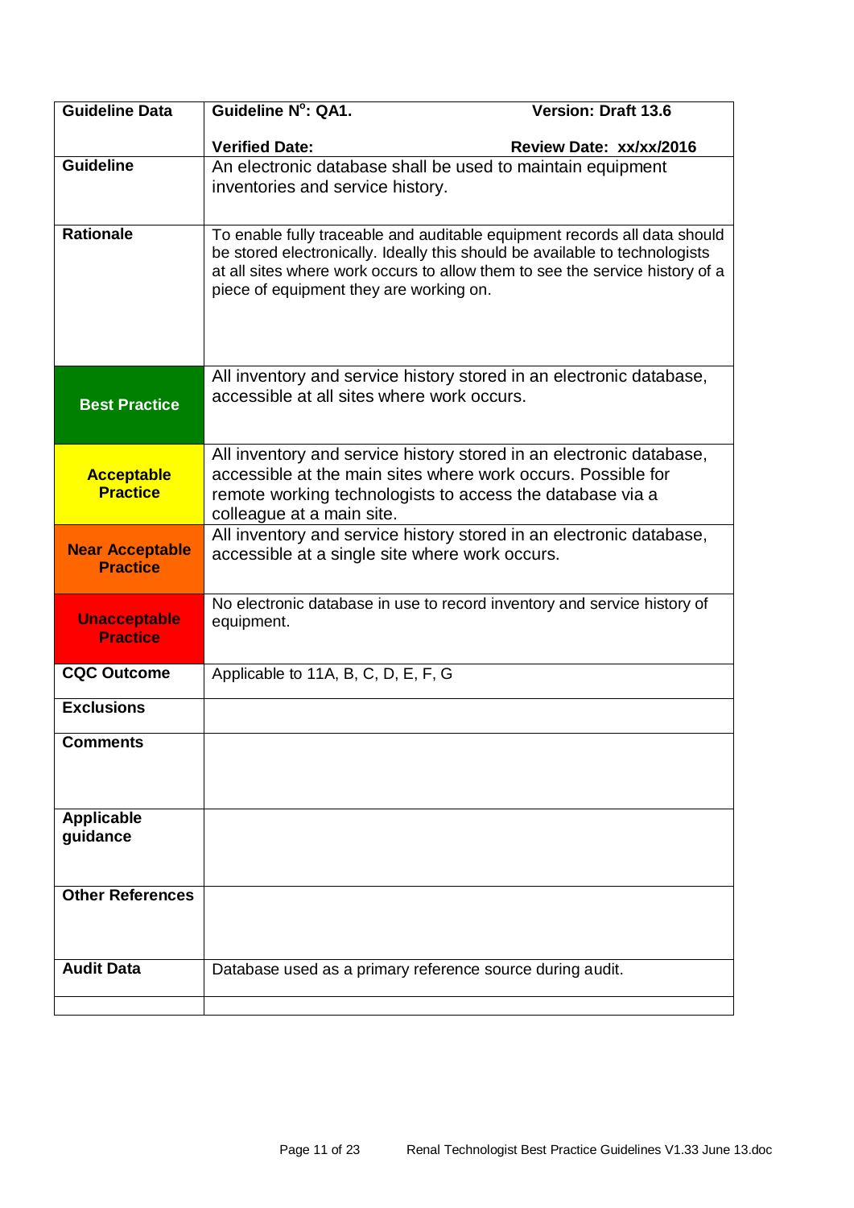| Guideline Data | Guideline N$^{o}$: QA1. Version: Draft 13.6<br><br>Verified Date: Review Date: xx/xx/2016 |
|---|---|
| **Guideline** | An electronic database shall be used to maintain equipment inventories and service history. |
| **Rationale** | To enable fully traceable and auditable equipment records all data should be stored electronically. Ideally this should be available to technologists at all sites where work occurs to allow them to see the service history of a piece of equipment they are working on. |
| **Best Practice** | All inventory and service history stored in an electronic database, accessible at all sites where work occurs. |
| **Acceptable Practice** | All inventory and service history stored in an electronic database, accessible at the main sites where work occurs. Possible for remote working technologists to access the database via a colleague at a main site. |
| **Near Acceptable Practice** | All inventory and service history stored in an electronic database, accessible at a single site where work occurs. |
| **Unacceptable Practice** | No electronic database in use to record inventory and service history of equipment. |
| **CQC Outcome** | Applicable to 11A, B, C, D, E, F, G |
| **Exclusions** | |
| **Comments** | |
| **Applicable guidance** | |
| **Other References** | |
| **Audit Data** | Database used as a primary reference source during audit. |
| | |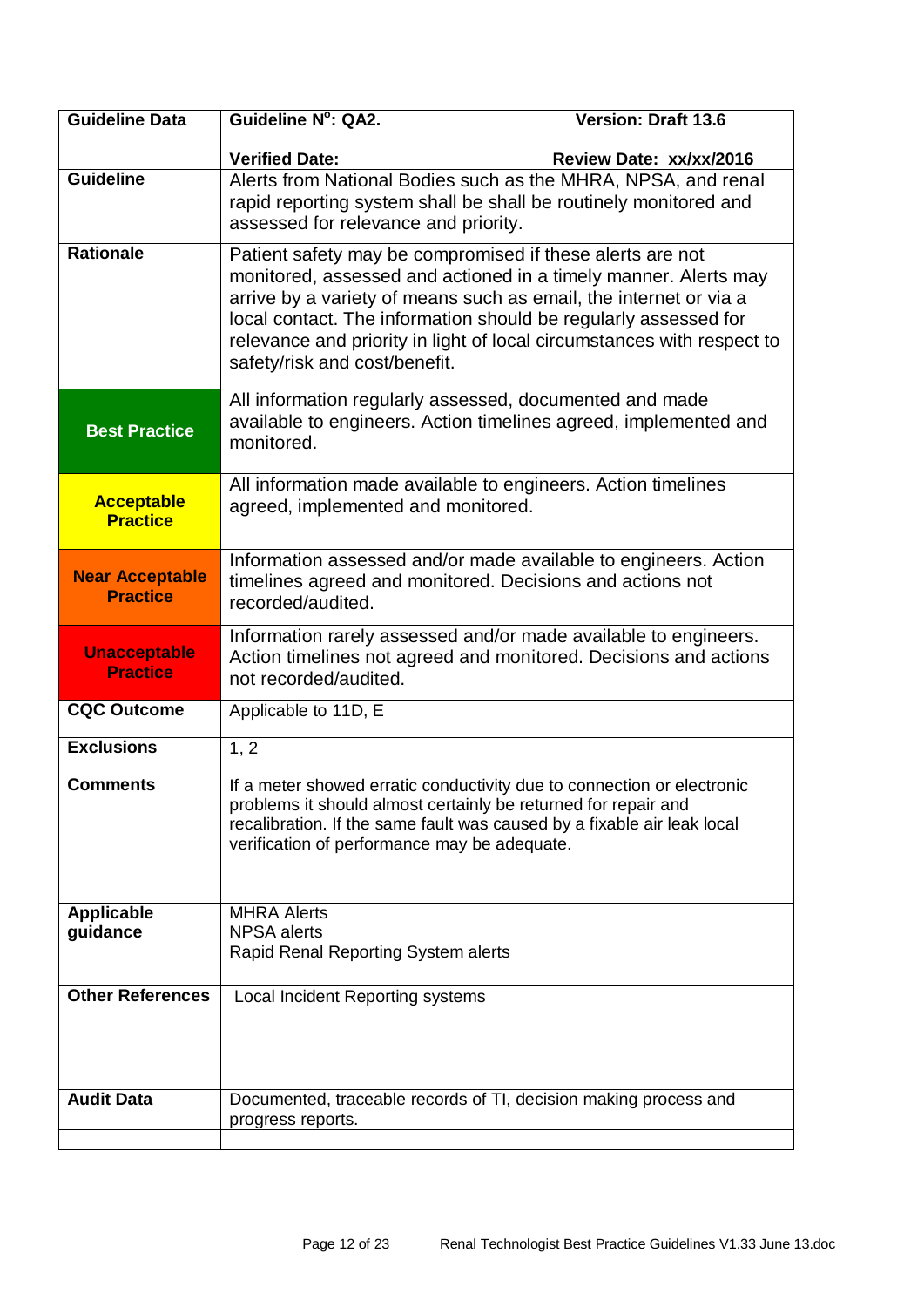| Guideline Data | Guideline N$^{o}$: QA2. Version: Draft 13.6<br><br>Verified Date: Review Date: xx/xx/2016 |
|---|---|
| **Guideline** | Alerts from National Bodies such as the MHRA, NPSA, and renal rapid reporting system shall be shall be routinely monitored and assessed for relevance and priority. |
| **Rationale** | Patient safety may be compromised if these alerts are not monitored, assessed and actioned in a timely manner. Alerts may arrive by a variety of means such as email, the internet or via a local contact. The information should be regularly assessed for relevance and priority in light of local circumstances with respect to safety/risk and cost/benefit. |
| **Best Practice** | All information regularly assessed, documented and made available to engineers. Action timelines agreed, implemented and monitored. |
| **Acceptable Practice** | All information made available to engineers. Action timelines agreed, implemented and monitored. |
| **Near Acceptable Practice** | Information assessed and/or made available to engineers. Action timelines agreed and monitored. Decisions and actions not recorded/audited. |
| **Unacceptable Practice** | Information rarely assessed and/or made available to engineers. Action timelines not agreed and monitored. Decisions and actions not recorded/audited. |
| **CQC Outcome** | Applicable to 11D, E |
| **Exclusions** | 1, 2 |
| **Comments** | If a meter showed erratic conductivity due to connection or electronic problems it should almost certainly be returned for repair and recalibration. If the same fault was caused by a fixable air leak local verification of performance may be adequate. |
| **Applicable guidance** | MHRA Alerts<br>NPSA alerts<br>Rapid Renal Reporting System alerts |
| **Other References** | Local Incident Reporting systems |
| **Audit Data** | Documented, traceable records of TI, decision making process and progress reports. |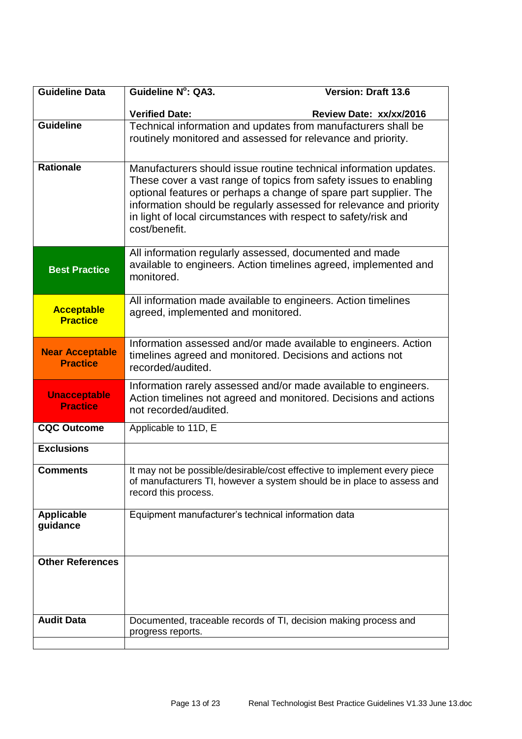| Guideline Data | Guideline N$^{o}$: QA3. Version: Draft 13.6<br>Verified Date: Review Date: xx/xx/2016 |
|---|---|
| **Guideline** | Technical information and updates from manufacturers shall be routinely monitored and assessed for relevance and priority. |
| **Rationale** | Manufacturers should issue routine technical information updates. These cover a vast range of topics from safety issues to enabling optional features or perhaps a change of spare part supplier. The information should be regularly assessed for relevance and priority in light of local circumstances with respect to safety/risk and cost/benefit. |
| **Best Practice** | All information regularly assessed, documented and made available to engineers. Action timelines agreed, implemented and monitored. |
| **Acceptable Practice** | All information made available to engineers. Action timelines agreed, implemented and monitored. |
| **Near Acceptable Practice** | Information assessed and/or made available to engineers. Action timelines agreed and monitored. Decisions and actions not recorded/audited. |
| **Unacceptable Practice** | Information rarely assessed and/or made available to engineers. Action timelines not agreed and monitored. Decisions and actions not recorded/audited. |
| **CQC Outcome** | Applicable to 11D, E |
| **Exclusions** | |
| **Comments** | It may not be possible/desirable/cost effective to implement every piece of manufacturers TI, however a system should be in place to assess and record this process. |
| **Applicable guidance** | Equipment manufacturer's technical information data |
| **Other References** | |
| **Audit Data** | Documented, traceable records of TI, decision making process and progress reports. |
| | |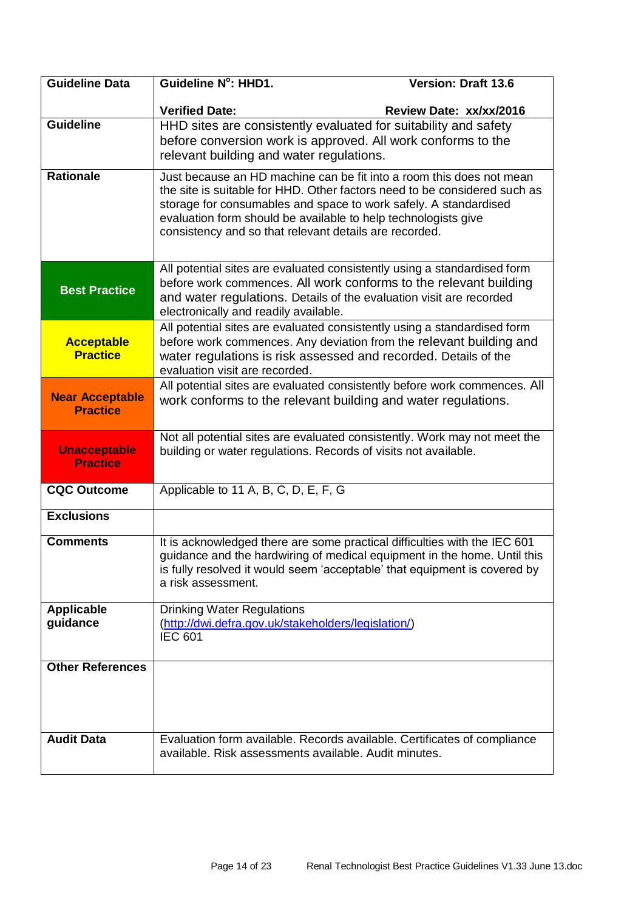| Guideline Data | Guideline N°: HHD1. Version: Draft 13.6<br><br>Verified Date: Review Date: xx/xx/2016 |
|---|---|
| **Guideline** | HHD sites are consistently evaluated for suitability and safety before conversion work is approved. All work conforms to the relevant building and water regulations. |
| **Rationale** | Just because an HD machine can be fit into a room this does not mean the site is suitable for HHD. Other factors need to be considered such as storage for consumables and space to work safely. A standardised evaluation form should be available to help technologists give consistency and so that relevant details are recorded. |
| **Best Practice** | All potential sites are evaluated consistently using a standardised form before work commences. All work conforms to the relevant building and water regulations. Details of the evaluation visit are recorded electronically and readily available. |
| **Acceptable Practice** | All potential sites are evaluated consistently using a standardised form before work commences. Any deviation from the relevant building and water regulations is risk assessed and recorded. Details of the evaluation visit are recorded. |
| **Near Acceptable Practice** | All potential sites are evaluated consistently before work commences. All work conforms to the relevant building and water regulations. |
| **Unacceptable Practice** | Not all potential sites are evaluated consistently. Work may not meet the building or water regulations. Records of visits not available. |
| **CQC Outcome** | Applicable to 11 A, B, C, D, E, F, G |
| **Exclusions** | |
| **Comments** | It is acknowledged there are some practical difficulties with the IEC 601 guidance and the hardwiring of medical equipment in the home. Until this is fully resolved it would seem 'acceptable' that equipment is covered by a risk assessment. |
| **Applicable guidance** | Drinking Water Regulations (http://dwi.defra.gov.uk/stakeholders/legislation/)<br>IEC 601 |
| **Other References** | |
| **Audit Data** | Evaluation form available. Records available. Certificates of compliance available. Risk assessments available. Audit minutes. |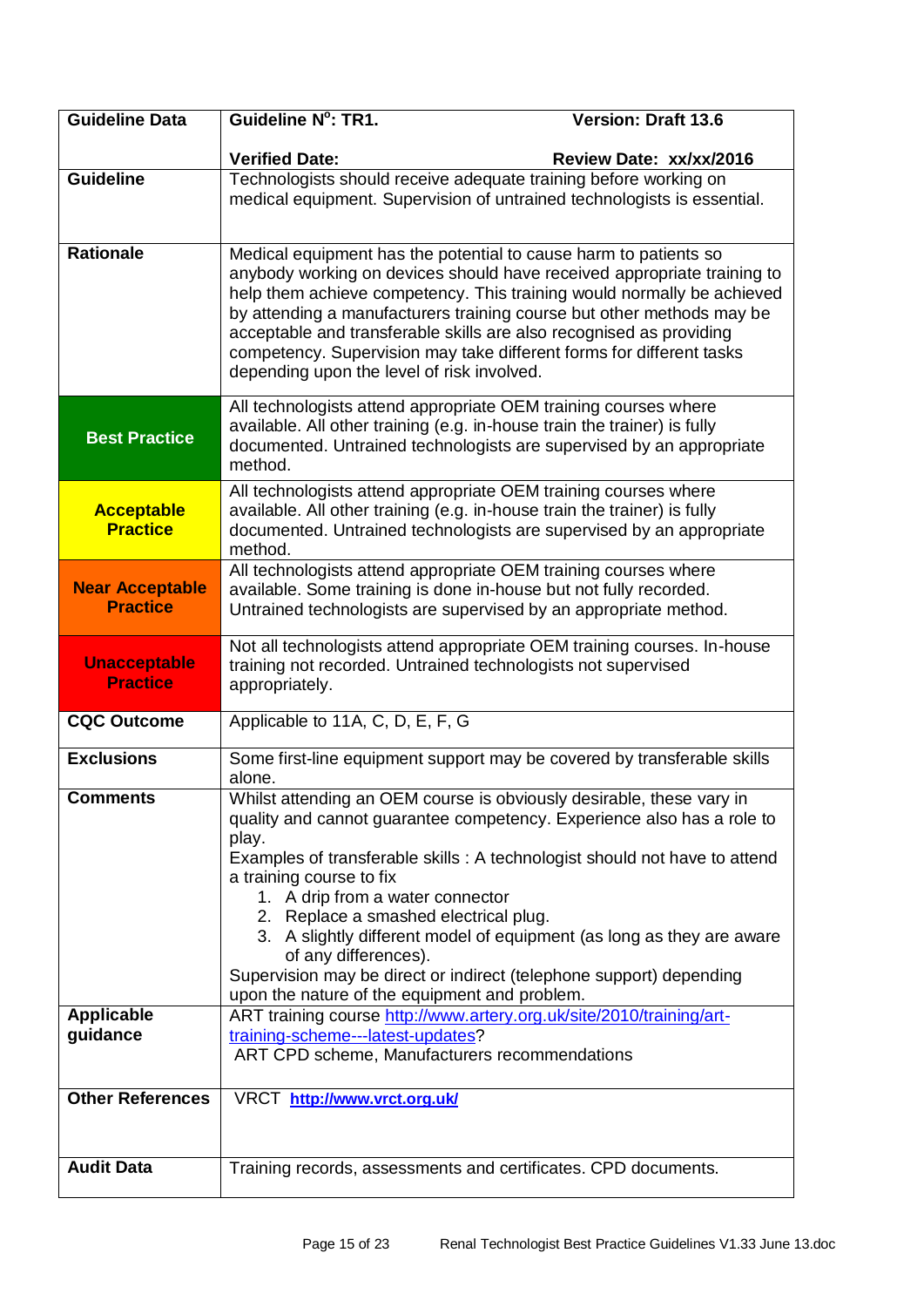| Guideline Data | Guideline N$^{o}$: TR1. Version: Draft 13.6<br><br>Verified Date: Review Date: xx/xx/2016 |
|---|---|
| **Guideline** | Technologists should receive adequate training before working on medical equipment. Supervision of untrained technologists is essential. |
| **Rationale** | Medical equipment has the potential to cause harm to patients so anybody working on devices should have received appropriate training to help them achieve competency. This training would normally be achieved by attending a manufacturers training course but other methods may be acceptable and transferable skills are also recognised as providing competency. Supervision may take different forms for different tasks depending upon the level of risk involved. |
| **Best Practice** | All technologists attend appropriate OEM training courses where available. All other training (e.g. in-house train the trainer) is fully documented. Untrained technologists are supervised by an appropriate method. |
| **Acceptable Practice** | All technologists attend appropriate OEM training courses where available. All other training (e.g. in-house train the trainer) is fully documented. Untrained technologists are supervised by an appropriate method. |
| **Near Acceptable Practice** | All technologists attend appropriate OEM training courses where available. Some training is done in-house but not fully recorded. Untrained technologists are supervised by an appropriate method. |
| **Unacceptable Practice** | Not all technologists attend appropriate OEM training courses. In-house training not recorded. Untrained technologists not supervised appropriately. |
| **CQC Outcome** | Applicable to 11A, C, D, E, F, G |
| **Exclusions** | Some first-line equipment support may be covered by transferable skills alone. |
| **Comments** | Whilst attending an OEM course is obviously desirable, these vary in quality and cannot guarantee competency. Experience also has a role to play.<br>Examples of transferable skills : A technologist should not have to attend a training course to fix<br>1. A drip from a water connector<br>2. Replace a smashed electrical plug.<br>3. A slightly different model of equipment (as long as they are aware of any differences).<br>Supervision may be direct or indirect (telephone support) depending upon the nature of the equipment and problem. |
| **Applicable guidance** | ART training course http://www.artery.org.uk/site/2010/training/art-training-scheme---latest-updates?<br>ART CPD scheme, Manufacturers recommendations |
| **Other References** | VRCT **http://www.vrct.org.uk/** |
| **Audit Data** | Training records, assessments and certificates. CPD documents. |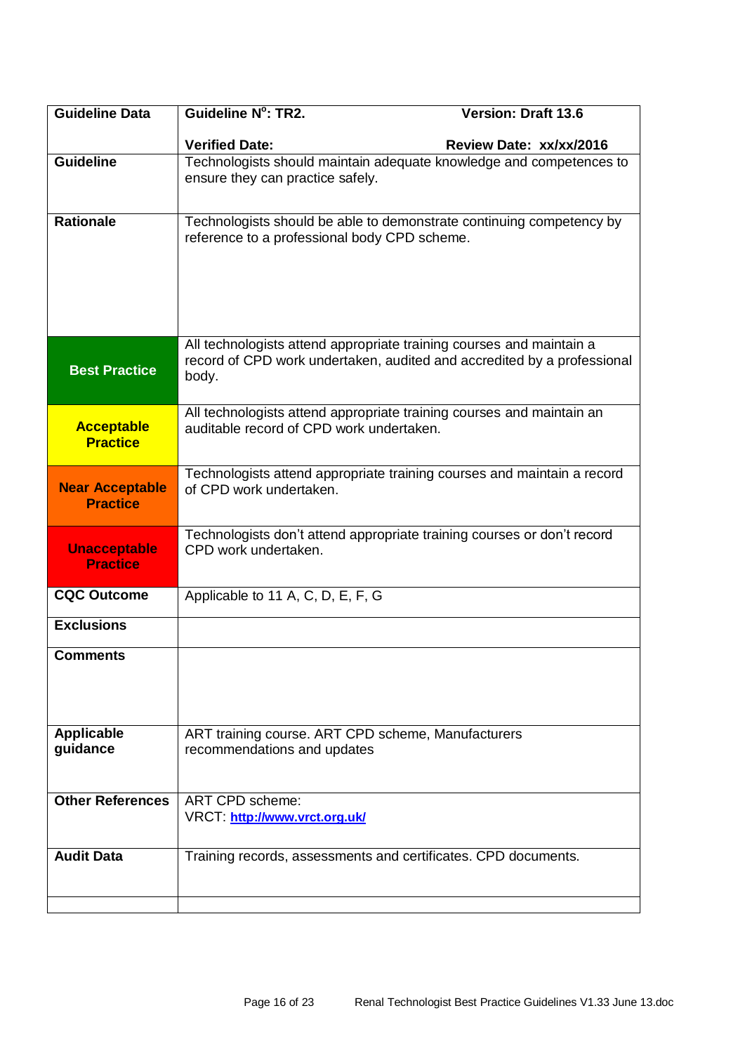| Guideline Data | Guideline N$^{o}$: TR2. Version: Draft 13.6<br><br>Verified Date: Review Date: xx/xx/2016 |
| --- | --- |
| **Guideline** | Technologists should maintain adequate knowledge and competences to ensure they can practice safely. |
| **Rationale** | Technologists should be able to demonstrate continuing competency by reference to a professional body CPD scheme. |
| **Best Practice** | All technologists attend appropriate training courses and maintain a record of CPD work undertaken, audited and accredited by a professional body. |
| **Acceptable Practice** | All technologists attend appropriate training courses and maintain an auditable record of CPD work undertaken. |
| **Near Acceptable Practice** | Technologists attend appropriate training courses and maintain a record of CPD work undertaken. |
| **Unacceptable Practice** | Technologists don't attend appropriate training courses or don't record CPD work undertaken. |
| **CQC Outcome** | Applicable to 11 A, C, D, E, F, G |
| **Exclusions** | |
| **Comments** | |
| **Applicable guidance** | ART training course. ART CPD scheme, Manufacturers recommendations and updates |
| **Other References** | ART CPD scheme:<br>VRCT: **http://www.vrct.org.uk/** |
| **Audit Data** | Training records, assessments and certificates. CPD documents. |
| | |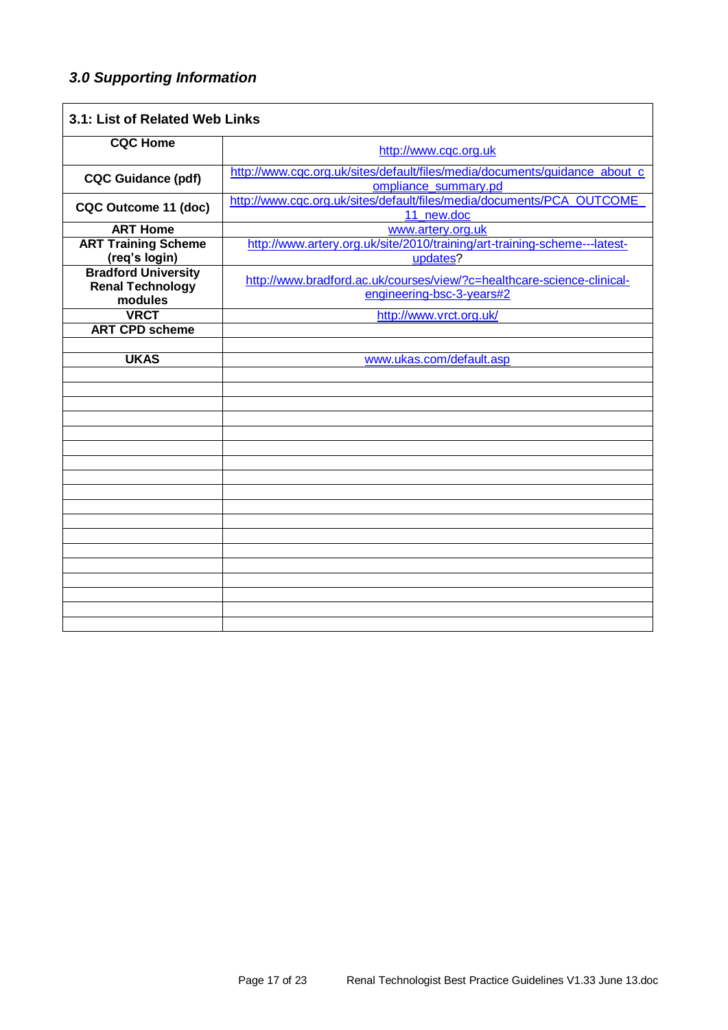### *3.0 Supporting Information*

| 3.1: List of Related Web Links | |
|---|---|
| **CQC Home** | http://www.cqc.org.uk |
| **CQC Guidance (pdf)** | http://www.cqc.org.uk/sites/default/files/media/documents/guidance_about_compliance_summary.pd |
| **CQC Outcome 11 (doc)** | http://www.cqc.org.uk/sites/default/files/media/documents/PCA_OUTCOME_11_new.doc |
| **ART Home** | www.artery.org.uk |
| **ART Training Scheme (req's login)** | http://www.artery.org.uk/site/2010/training/art-training-scheme---latest-updates? |
| **Bradford University Renal Technology modules** | http://www.bradford.ac.uk/courses/view/?c=healthcare-science-clinical-engineering-bsc-3-years#2 |
| **VRCT** | http://www.vrct.org.uk/ |
| **ART CPD scheme** | |
| | |
| **UKAS** | www.ukas.com/default.asp |
| | |
| | |
| | |
| | |
| | |
| | |
| | |
| | |
| | |
| | |
| | |
| | |
| | |
| | |
| | |
| | |
| | |
| | |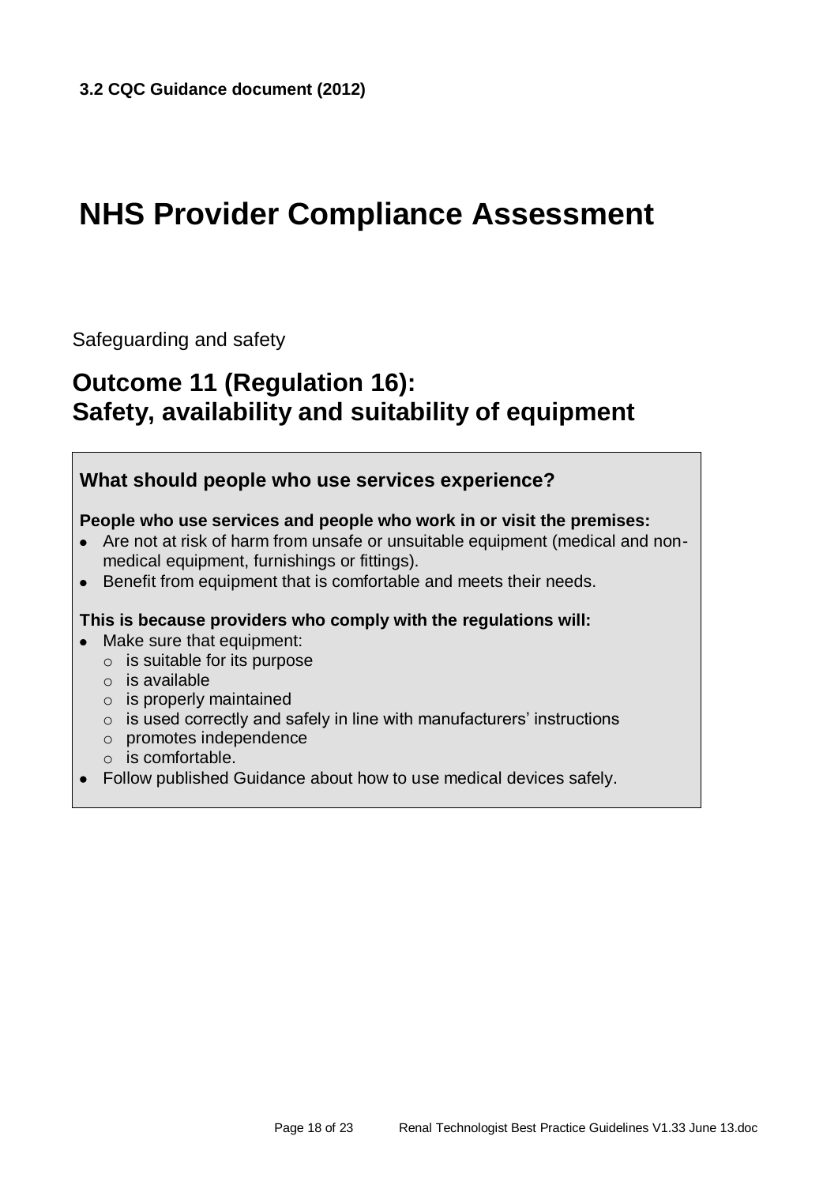**3.2 CQC Guidance document (2012)**

# NHS Provider Compliance Assessment

Safeguarding and safety

## Outcome 11 (Regulation 16): Safety, availability and suitability of equipment

### What should people who use services experience?

**People who use services and people who work in or visit the premises:**

- Are not at risk of harm from unsafe or unsuitable equipment (medical and non-medical equipment, furnishings or fittings).
- Benefit from equipment that is comfortable and meets their needs.

**This is because providers who comply with the regulations will:**

- Make sure that equipment:
  - is suitable for its purpose
  - is available
  - is properly maintained
  - is used correctly and safely in line with manufacturers' instructions
  - promotes independence
  - is comfortable.
- Follow published Guidance about how to use medical devices safely.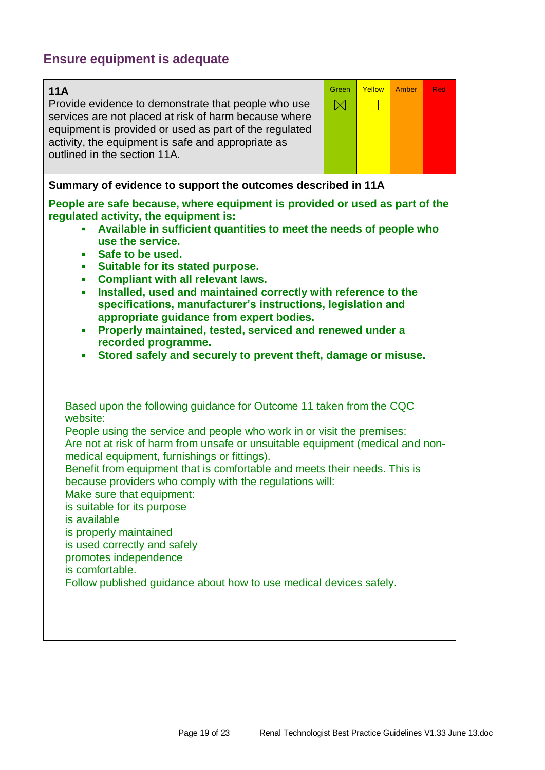## Ensure equipment is adequate

| **11A** Provide evidence to demonstrate that people who use services are not placed at risk of harm because where equipment is provided or used as part of the regulated activity, the equipment is safe and appropriate as outlined in the section 11A. | Green | Yellow | Amber | Red |
|---|---|---|---|---|
| | ☒ | ☐ | ☐ | ☐ |

**Summary of evidence to support the outcomes described in 11A**

**People are safe because, where equipment is provided or used as part of the regulated activity, the equipment is:**

- **Available in sufficient quantities to meet the needs of people who use the service.**
- **Safe to be used.**
- **Suitable for its stated purpose.**
- **Compliant with all relevant laws.**
- **Installed, used and maintained correctly with reference to the specifications, manufacturer's instructions, legislation and appropriate guidance from expert bodies.**
- **Properly maintained, tested, serviced and renewed under a recorded programme.**
- **Stored safely and securely to prevent theft, damage or misuse.**

Based upon the following guidance for Outcome 11 taken from the CQC website:
People using the service and people who work in or visit the premises:
Are not at risk of harm from unsafe or unsuitable equipment (medical and non-medical equipment, furnishings or fittings).
Benefit from equipment that is comfortable and meets their needs. This is because providers who comply with the regulations will:
Make sure that equipment:
is suitable for its purpose
is available
is properly maintained
is used correctly and safely
promotes independence
is comfortable.
Follow published guidance about how to use medical devices safely.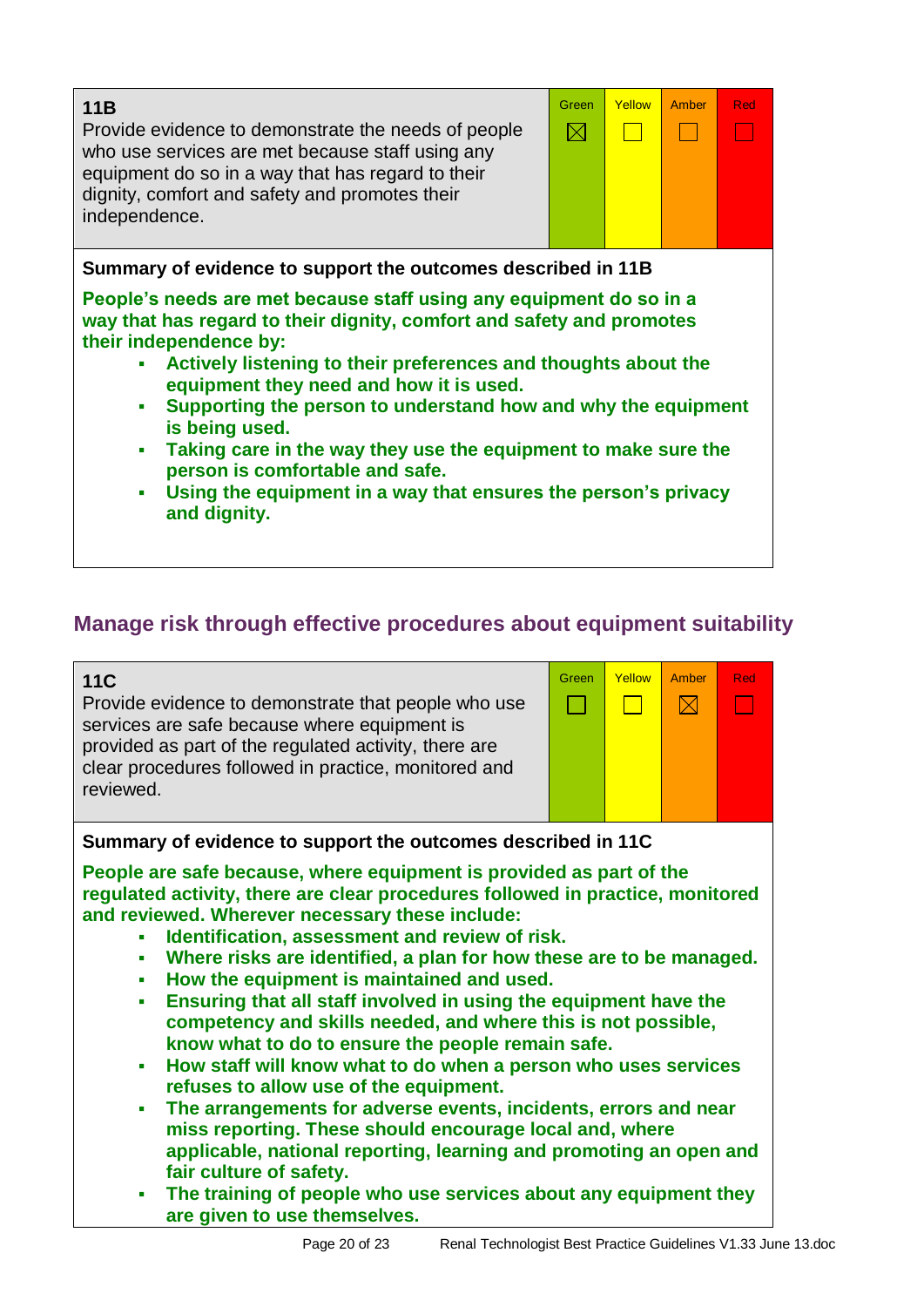| 11B<br>Provide evidence to demonstrate the needs of people who use services are met because staff using any equipment do so in a way that has regard to their dignity, comfort and safety and promotes their independence. | Green | Yellow | Amber | Red |
|---|---|---|---|---|
| | ☒ | ☐ | ☐ | ☐ |

**Summary of evidence to support the outcomes described in 11B**

**People's needs are met because staff using any equipment do so in a way that has regard to their dignity, comfort and safety and promotes their independence by:**

- **Actively listening to their preferences and thoughts about the equipment they need and how it is used.**
- **Supporting the person to understand how and why the equipment is being used.**
- **Taking care in the way they use the equipment to make sure the person is comfortable and safe.**
- **Using the equipment in a way that ensures the person's privacy and dignity.**

## Manage risk through effective procedures about equipment suitability

| 11C<br>Provide evidence to demonstrate that people who use services are safe because where equipment is provided as part of the regulated activity, there are clear procedures followed in practice, monitored and reviewed. | Green | Yellow | Amber | Red |
|---|---|---|---|---|
| | ☐ | ☐ | ☒ | ☐ |

**Summary of evidence to support the outcomes described in 11C**

**People are safe because, where equipment is provided as part of the regulated activity, there are clear procedures followed in practice, monitored and reviewed. Wherever necessary these include:**

- **Identification, assessment and review of risk.**
- **Where risks are identified, a plan for how these are to be managed.**
- **How the equipment is maintained and used.**
- **Ensuring that all staff involved in using the equipment have the competency and skills needed, and where this is not possible, know what to do to ensure the people remain safe.**
- **How staff will know what to do when a person who uses services refuses to allow use of the equipment.**
- **The arrangements for adverse events, incidents, errors and near miss reporting. These should encourage local and, where applicable, national reporting, learning and promoting an open and fair culture of safety.**
- **The training of people who use services about any equipment they are given to use themselves.**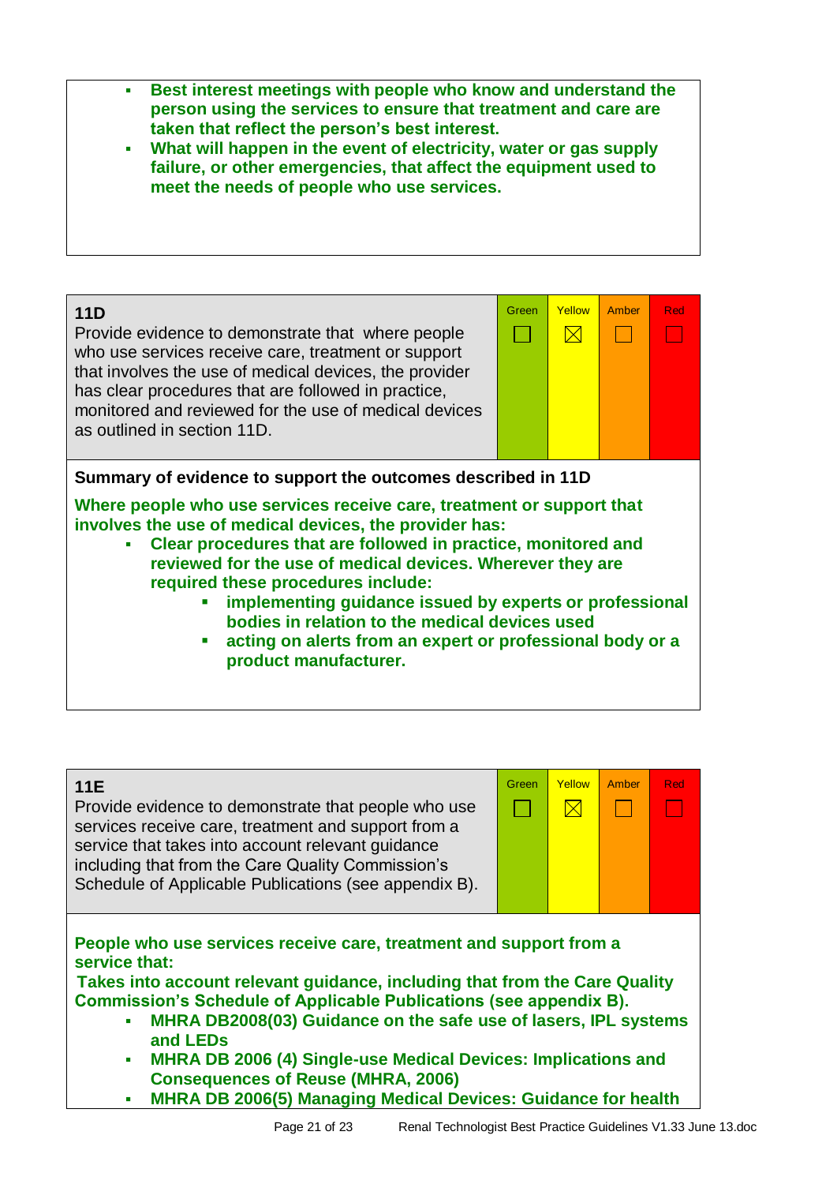- **Best interest meetings with people who know and understand the person using the services to ensure that treatment and care are taken that reflect the person's best interest.**
- **What will happen in the event of electricity, water or gas supply failure, or other emergencies, that affect the equipment used to meet the needs of people who use services.**

| 11D | Green | Yellow | Amber | Red |
|---|---|---|---|---|
| Provide evidence to demonstrate that where people who use services receive care, treatment or support that involves the use of medical devices, the provider has clear procedures that are followed in practice, monitored and reviewed for the use of medical devices as outlined in section 11D. | ☐ | ☒ | ☐ | ☐ |

**Summary of evidence to support the outcomes described in 11D**

**Where people who use services receive care, treatment or support that involves the use of medical devices, the provider has:**

- **Clear procedures that are followed in practice, monitored and reviewed for the use of medical devices. Wherever they are required these procedures include:**
  - **implementing guidance issued by experts or professional bodies in relation to the medical devices used**
  - **acting on alerts from an expert or professional body or a product manufacturer.**

| 11E | Green | Yellow | Amber | Red |
|---|---|---|---|---|
| Provide evidence to demonstrate that people who use services receive care, treatment and support from a service that takes into account relevant guidance including that from the Care Quality Commission's Schedule of Applicable Publications (see appendix B). | ☐ | ☒ | ☐ | ☐ |

**People who use services receive care, treatment and support from a service that:**

**Takes into account relevant guidance, including that from the Care Quality Commission's Schedule of Applicable Publications (see appendix B).**

- **MHRA DB2008(03) Guidance on the safe use of lasers, IPL systems and LEDs**
- **MHRA DB 2006 (4) Single-use Medical Devices: Implications and Consequences of Reuse (MHRA, 2006)**
- **MHRA DB 2006(5) Managing Medical Devices: Guidance for health**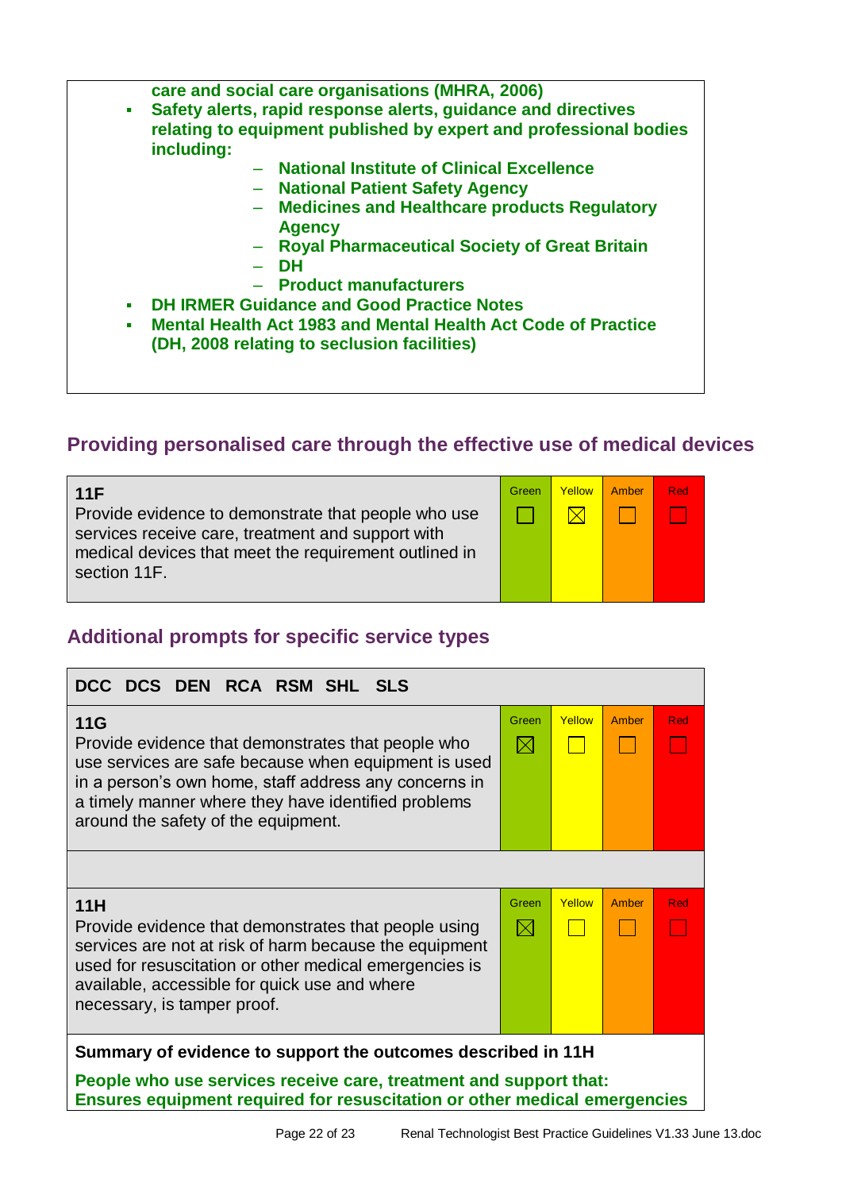care and social care organisations (MHRA, 2006)

- Safety alerts, rapid response alerts, guidance and directives relating to equipment published by expert and professional bodies including:
  - National Institute of Clinical Excellence
  - National Patient Safety Agency
  - Medicines and Healthcare products Regulatory Agency
  - Royal Pharmaceutical Society of Great Britain
  - DH
  - Product manufacturers
- DH IRMER Guidance and Good Practice Notes
- Mental Health Act 1983 and Mental Health Act Code of Practice (DH, 2008 relating to seclusion facilities)

## Providing personalised care through the effective use of medical devices

| | Green | Yellow | Amber | Red |
|---|---|---|---|---|
| **11F**<br>Provide evidence to demonstrate that people who use services receive care, treatment and support with medical devices that meet the requirement outlined in section 11F. | ☐ | ☒ | ☐ | ☐ |

## Additional prompts for specific service types

**DCC DCS DEN RCA RSM SHL SLS**

| | Green | Yellow | Amber | Red |
|---|---|---|---|---|
| **11G**<br>Provide evidence that demonstrates that people who use services are safe because when equipment is used in a person's own home, staff address any concerns in a timely manner where they have identified problems around the safety of the equipment. | ☒ | ☐ | ☐ | ☐ |
| **11H**<br>Provide evidence that demonstrates that people using services are not at risk of harm because the equipment used for resuscitation or other medical emergencies is available, accessible for quick use and where necessary, is tamper proof. | ☒ | ☐ | ☐ | ☐ |

**Summary of evidence to support the outcomes described in 11H**

**People who use services receive care, treatment and support that: Ensures equipment required for resuscitation or other medical emergencies**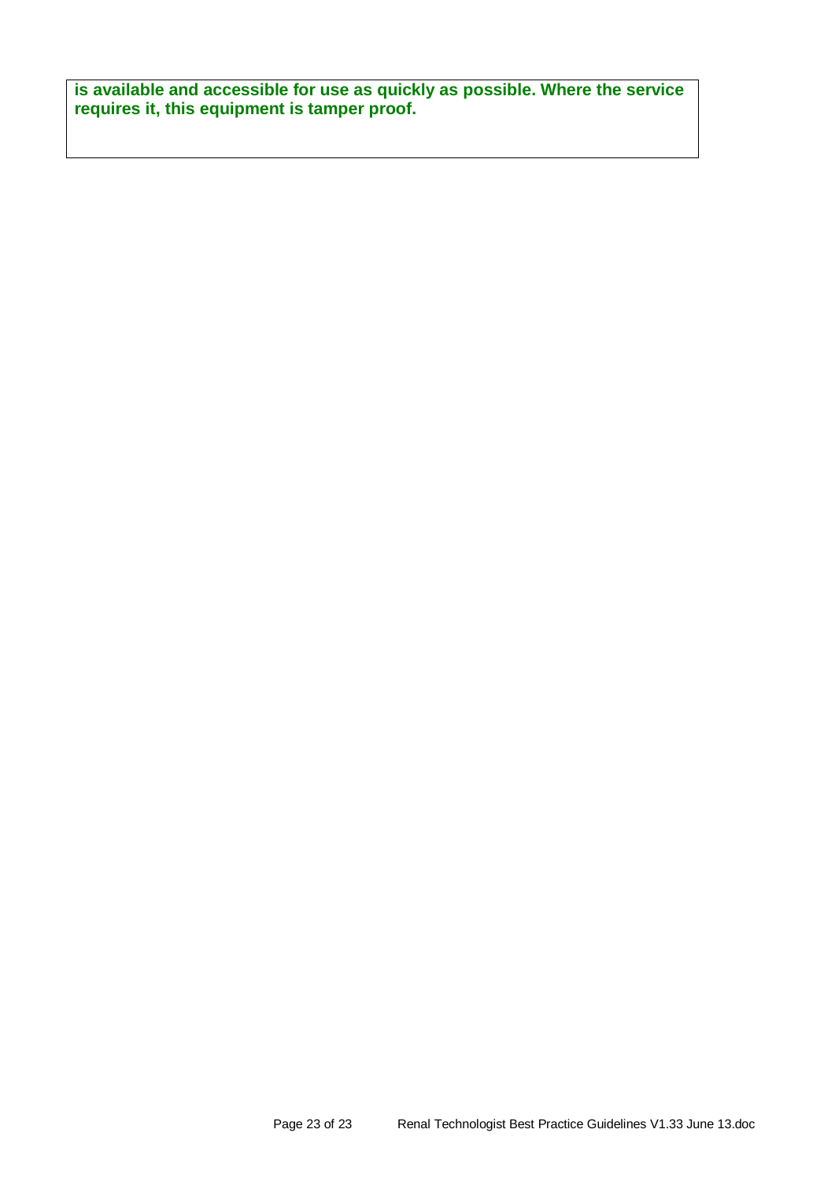**is available and accessible for use as quickly as possible. Where the service requires it, this equipment is tamper proof.**